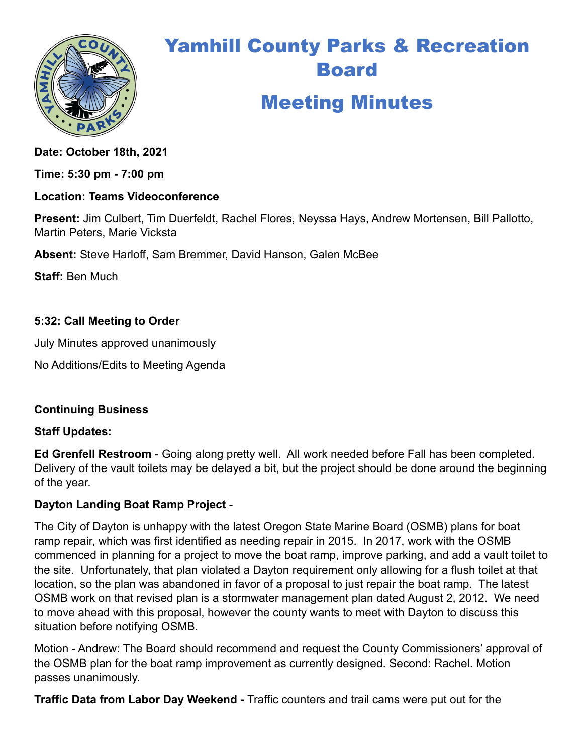# Yamhill County Parks & Recreation Board

# Meeting Minutes

**Date: October 18th, 2021**

**Time: 5:30 pm - 7:00 pm**

**Location: Teams Videoconference**

**Present:** Jim Culbert, Tim Duerfeldt, Rachel Flores, Neyssa Hays, Andrew Mortensen, Bill Pallotto, Martin Peters, Marie Vicksta

**Absent:** Steve Harloff, Sam Bremmer, David Hanson, Galen McBee

**Staff:** Ben Much

**5:32: Call Meeting to Order**

July Minutes approved unanimously

No Additions/Edits to Meeting Agenda

**Continuing Business**

**Staff Updates:**

**Ed Grenfell Restroom** - Going along pretty well. All work needed before Fall has been completed. Delivery of the vault toilets may be delayed a bit, but the project should be done around the beginning of the year.

**Dayton Landing Boat Ramp Project** -

The City of Dayton is unhappy with the latest Oregon State Marine Board (OSMB) plans for boat ramp repair, which was first identified as needing repair in 2015. In 2017, work with the OSMB commenced in planning for a project to move the boat ramp, improve parking, and add a vault toilet to the site. Unfortunately, that plan violated a Dayton requirement only allowing for a flush toilet at that location, so the plan was abandoned in favor of a proposal to just repair the boat ramp. The latest OSMB work on that revised plan is a stormwater management plan dated August 2, 2012. We need to move ahead with this proposal, however the county wants to meet with Dayton to discuss this situation before notifying OSMB.

Motion - Andrew: The Board should recommend and request the County Commissioners' approval of the OSMB plan for the boat ramp improvement as currently designed. Second: Rachel. Motion passes unanimously.

**Traffic Data from Labor Day Weekend -** Traffic counters and trail cams were put out for the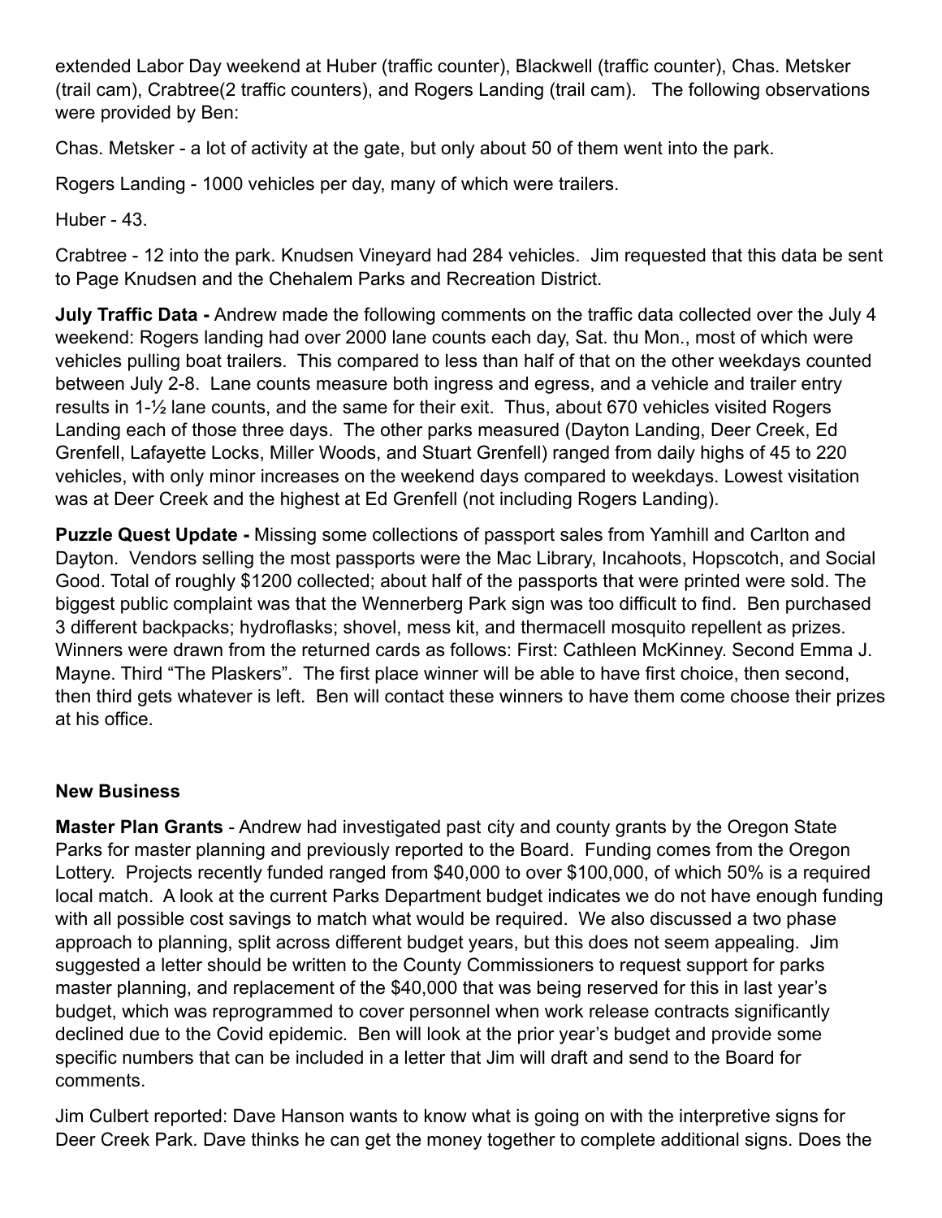extended Labor Day weekend at Huber (traffic counter), Blackwell (traffic counter), Chas. Metsker (trail cam), Crabtree(2 traffic counters), and Rogers Landing (trail cam). The following observations were provided by Ben:

Chas. Metsker - a lot of activity at the gate, but only about 50 of them went into the park.

Rogers Landing - 1000 vehicles per day, many of which were trailers.

Huber - 43.

Crabtree - 12 into the park. Knudsen Vineyard had 284 vehicles. Jim requested that this data be sent to Page Knudsen and the Chehalem Parks and Recreation District.

**July Traffic Data -** Andrew made the following comments on the traffic data collected over the July 4 weekend: Rogers landing had over 2000 lane counts each day, Sat. thu Mon., most of which were vehicles pulling boat trailers. This compared to less than half of that on the other weekdays counted between July 2-8. Lane counts measure both ingress and egress, and a vehicle and trailer entry results in 1-½ lane counts, and the same for their exit. Thus, about 670 vehicles visited Rogers Landing each of those three days. The other parks measured (Dayton Landing, Deer Creek, Ed Grenfell, Lafayette Locks, Miller Woods, and Stuart Grenfell) ranged from daily highs of 45 to 220 vehicles, with only minor increases on the weekend days compared to weekdays. Lowest visitation was at Deer Creek and the highest at Ed Grenfell (not including Rogers Landing).

**Puzzle Quest Update -** Missing some collections of passport sales from Yamhill and Carlton and Dayton. Vendors selling the most passports were the Mac Library, Incahoots, Hopscotch, and Social Good. Total of roughly $1200 collected; about half of the passports that were printed were sold. The biggest public complaint was that the Wennerberg Park sign was too difficult to find. Ben purchased 3 different backpacks; hydroflasks; shovel, mess kit, and thermacell mosquito repellent as prizes. Winners were drawn from the returned cards as follows: First: Cathleen McKinney. Second Emma J. Mayne. Third "The Plaskers". The first place winner will be able to have first choice, then second, then third gets whatever is left. Ben will contact these winners to have them come choose their prizes at his office.

## New Business

**Master Plan Grants** - Andrew had investigated past city and county grants by the Oregon State Parks for master planning and previously reported to the Board. Funding comes from the Oregon Lottery. Projects recently funded ranged from $40,000 to over $100,000, of which 50% is a required local match. A look at the current Parks Department budget indicates we do not have enough funding with all possible cost savings to match what would be required. We also discussed a two phase approach to planning, split across different budget years, but this does not seem appealing. Jim suggested a letter should be written to the County Commissioners to request support for parks master planning, and replacement of the $40,000 that was being reserved for this in last year's budget, which was reprogrammed to cover personnel when work release contracts significantly declined due to the Covid epidemic. Ben will look at the prior year's budget and provide some specific numbers that can be included in a letter that Jim will draft and send to the Board for comments.

Jim Culbert reported: Dave Hanson wants to know what is going on with the interpretive signs for Deer Creek Park. Dave thinks he can get the money together to complete additional signs. Does the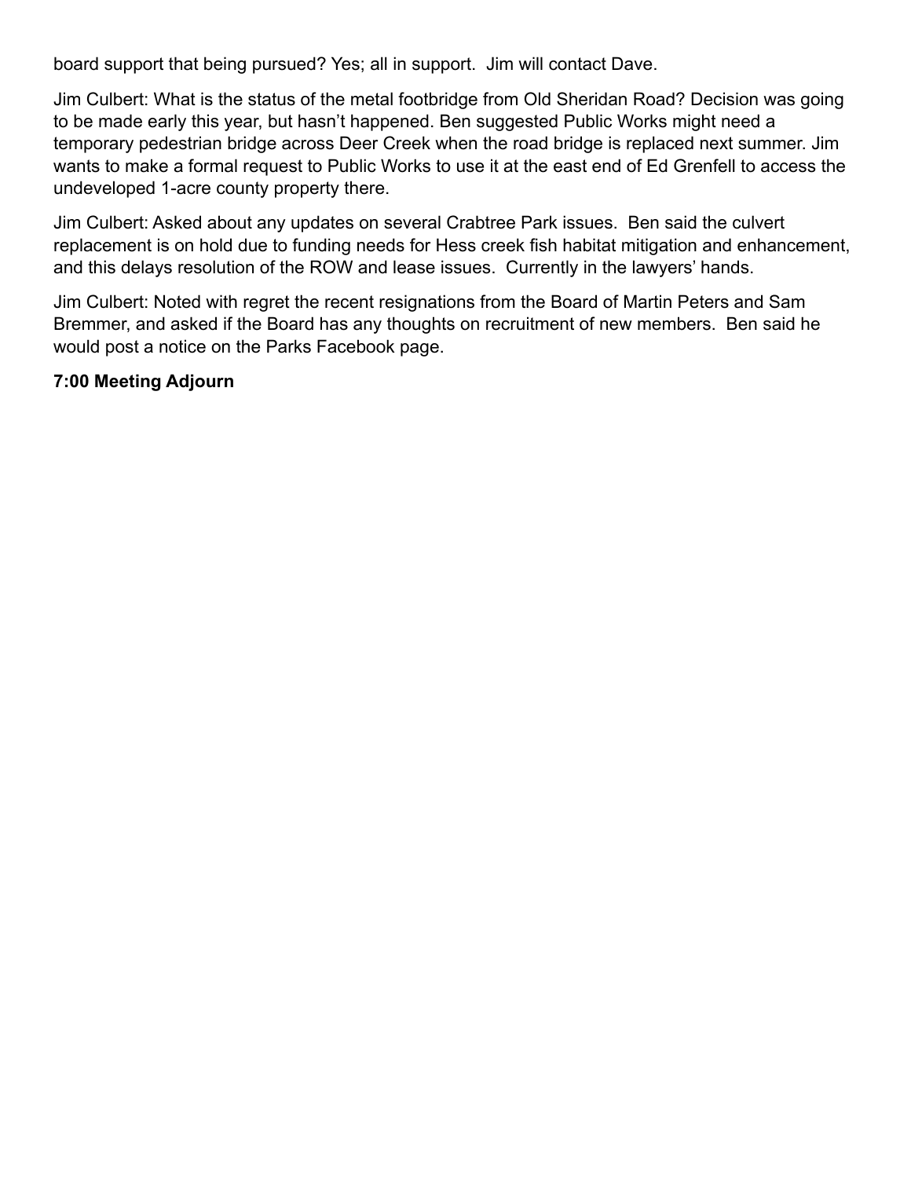board support that being pursued? Yes; all in support. Jim will contact Dave.

Jim Culbert: What is the status of the metal footbridge from Old Sheridan Road? Decision was going to be made early this year, but hasn't happened. Ben suggested Public Works might need a temporary pedestrian bridge across Deer Creek when the road bridge is replaced next summer. Jim wants to make a formal request to Public Works to use it at the east end of Ed Grenfell to access the undeveloped 1-acre county property there.

Jim Culbert: Asked about any updates on several Crabtree Park issues. Ben said the culvert replacement is on hold due to funding needs for Hess creek fish habitat mitigation and enhancement, and this delays resolution of the ROW and lease issues. Currently in the lawyers' hands.

Jim Culbert: Noted with regret the recent resignations from the Board of Martin Peters and Sam Bremmer, and asked if the Board has any thoughts on recruitment of new members. Ben said he would post a notice on the Parks Facebook page.

**7:00 Meeting Adjourn**